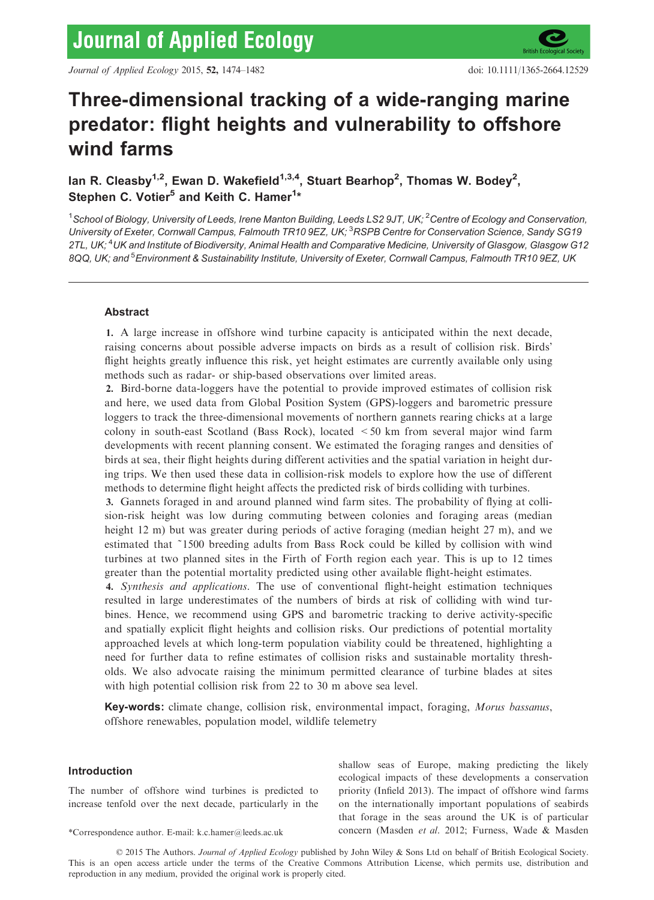# Three-dimensional tracking of a wide-ranging marine predator: flight heights and vulnerability to offshore wind farms

**Ian R. Cleasby[1,2], Ewan D. Wakefield[1,3,4], Stuart Bearhop[2], Thomas W. Bodey[2], Stephen C. Votier[5] and Keith C. Hamer[1]***

[1]*School of Biology, University of Leeds, Irene Manton Building, Leeds LS2 9JT, UK;* [2]*Centre of Ecology and Conservation, University of Exeter, Cornwall Campus, Falmouth TR10 9EZ, UK;* [3]*RSPB Centre for Conservation Science, Sandy SG19 2TL, UK;* [4]*UK and Institute of Biodiversity, Animal Health and Comparative Medicine, University of Glasgow, Glasgow G12 8QQ, UK; and* [5]*Environment & Sustainability Institute, University of Exeter, Cornwall Campus, Falmouth TR10 9EZ, UK*

## Abstract

**1.** A large increase in offshore wind turbine capacity is anticipated within the next decade, raising concerns about possible adverse impacts on birds as a result of collision risk. Birds' flight heights greatly influence this risk, yet height estimates are currently available only using methods such as radar- or ship-based observations over limited areas.

**2.** Bird-borne data-loggers have the potential to provide improved estimates of collision risk and here, we used data from Global Position System (GPS)-loggers and barometric pressure loggers to track the three-dimensional movements of northern gannets rearing chicks at a large colony in south-east Scotland (Bass Rock), located < 50 km from several major wind farm developments with recent planning consent. We estimated the foraging ranges and densities of birds at sea, their flight heights during different activities and the spatial variation in height during trips. We then used these data in collision-risk models to explore how the use of different methods to determine flight height affects the predicted risk of birds colliding with turbines.

**3.** Gannets foraged in and around planned wind farm sites. The probability of flying at collision-risk height was low during commuting between colonies and foraging areas (median height 12 m) but was greater during periods of active foraging (median height 27 m), and we estimated that ~1500 breeding adults from Bass Rock could be killed by collision with wind turbines at two planned sites in the Firth of Forth region each year. This is up to 12 times greater than the potential mortality predicted using other available flight-height estimates.

**4.** *Synthesis and applications*. The use of conventional flight-height estimation techniques resulted in large underestimates of the numbers of birds at risk of colliding with wind turbines. Hence, we recommend using GPS and barometric tracking to derive activity-specific and spatially explicit flight heights and collision risks. Our predictions of potential mortality approached levels at which long-term population viability could be threatened, highlighting a need for further data to refine estimates of collision risks and sustainable mortality thresholds. We also advocate raising the minimum permitted clearance of turbine blades at sites with high potential collision risk from 22 to 30 m above sea level.

**Key-words:** climate change, collision risk, environmental impact, foraging, *Morus bassanus*, offshore renewables, population model, wildlife telemetry

## Introduction

The number of offshore wind turbines is predicted to increase tenfold over the next decade, particularly in the shallow seas of Europe, making predicting the likely ecological impacts of these developments a conservation priority (Infield 2013). The impact of offshore wind farms on the internationally important populations of seabirds that forage in the seas around the UK is of particular concern (Masden *et al.* 2012; Furness, Wade & Masden

*Correspondence author. E-mail: k.c.hamer@leeds.ac.uk

© 2015 The Authors. *Journal of Applied Ecology* published by John Wiley & Sons Ltd on behalf of British Ecological Society. This is an open access article under the terms of the Creative Commons Attribution License, which permits use, distribution and reproduction in any medium, provided the original work is properly cited.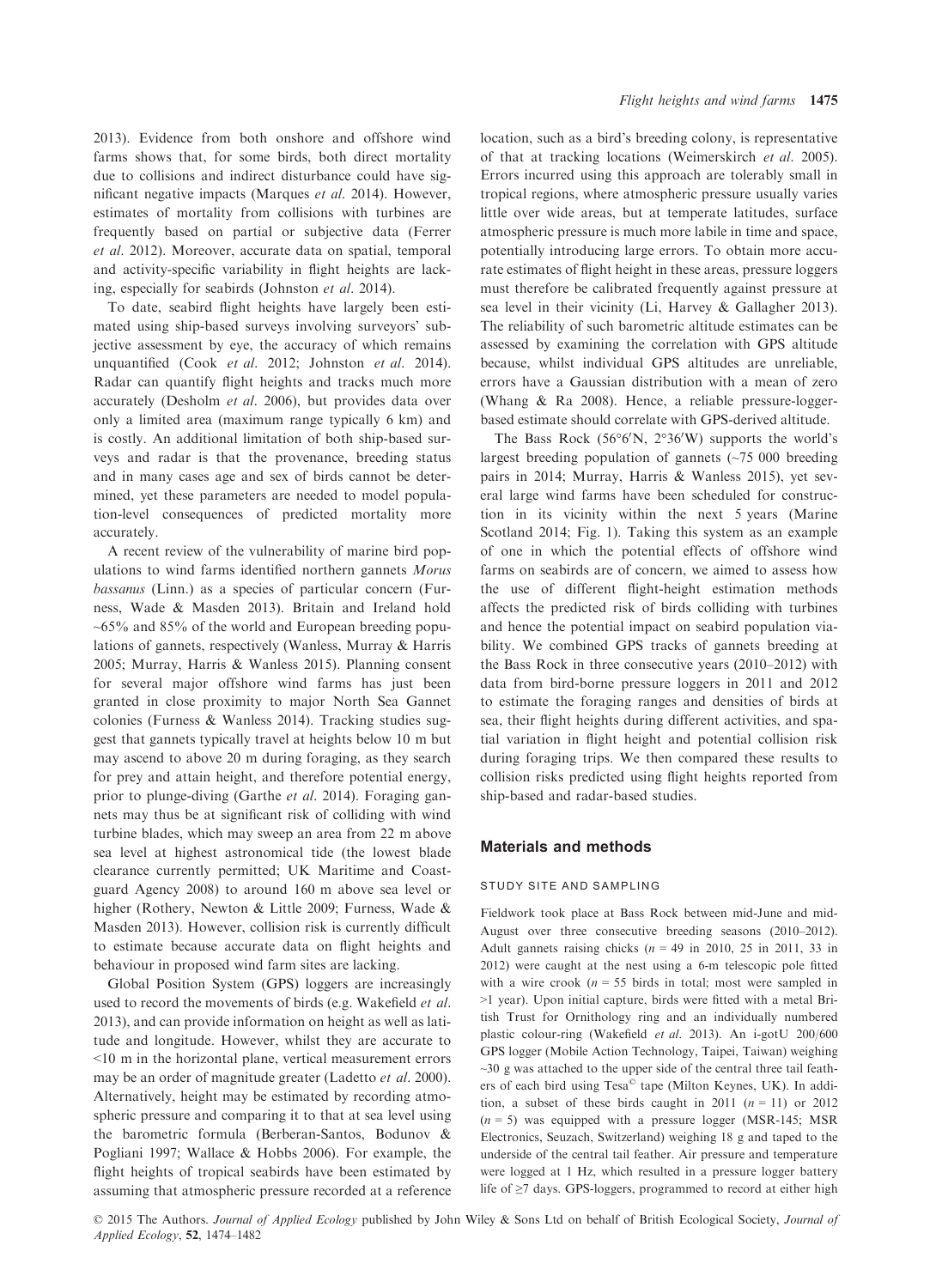2013). Evidence from both onshore and offshore wind farms shows that, for some birds, both direct mortality due to collisions and indirect disturbance could have significant negative impacts (Marques *et al*. 2014). However, estimates of mortality from collisions with turbines are frequently based on partial or subjective data (Ferrer *et al*. 2012). Moreover, accurate data on spatial, temporal and activity-specific variability in flight heights are lacking, especially for seabirds (Johnston *et al*. 2014).

To date, seabird flight heights have largely been estimated using ship-based surveys involving surveyors' subjective assessment by eye, the accuracy of which remains unquantified (Cook *et al*. 2012; Johnston *et al*. 2014). Radar can quantify flight heights and tracks much more accurately (Desholm *et al*. 2006), but provides data over only a limited area (maximum range typically 6 km) and is costly. An additional limitation of both ship-based surveys and radar is that the provenance, breeding status and in many cases age and sex of birds cannot be determined, yet these parameters are needed to model population-level consequences of predicted mortality more accurately.

A recent review of the vulnerability of marine bird populations to wind farms identified northern gannets *Morus bassanus* (Linn.) as a species of particular concern (Furness, Wade & Masden 2013). Britain and Ireland hold ~65% and 85% of the world and European breeding populations of gannets, respectively (Wanless, Murray & Harris 2005; Murray, Harris & Wanless 2015). Planning consent for several major offshore wind farms has just been granted in close proximity to major North Sea Gannet colonies (Furness & Wanless 2014). Tracking studies suggest that gannets typically travel at heights below 10 m but may ascend to above 20 m during foraging, as they search for prey and attain height, and therefore potential energy, prior to plunge-diving (Garthe *et al*. 2014). Foraging gannets may thus be at significant risk of colliding with wind turbine blades, which may sweep an area from 22 m above sea level at highest astronomical tide (the lowest blade clearance currently permitted; UK Maritime and Coastguard Agency 2008) to around 160 m above sea level or higher (Rothery, Newton & Little 2009; Furness, Wade & Masden 2013). However, collision risk is currently difficult to estimate because accurate data on flight heights and behaviour in proposed wind farm sites are lacking.

Global Position System (GPS) loggers are increasingly used to record the movements of birds (e.g. Wakefield *et al*. 2013), and can provide information on height as well as latitude and longitude. However, whilst they are accurate to <10 m in the horizontal plane, vertical measurement errors may be an order of magnitude greater (Ladetto *et al*. 2000). Alternatively, height may be estimated by recording atmospheric pressure and comparing it to that at sea level using the barometric formula (Berberan-Santos, Bodunov & Pogliani 1997; Wallace & Hobbs 2006). For example, the flight heights of tropical seabirds have been estimated by assuming that atmospheric pressure recorded at a reference location, such as a bird's breeding colony, is representative of that at tracking locations (Weimerskirch *et al*. 2005). Errors incurred using this approach are tolerably small in tropical regions, where atmospheric pressure usually varies little over wide areas, but at temperate latitudes, surface atmospheric pressure is much more labile in time and space, potentially introducing large errors. To obtain more accurate estimates of flight height in these areas, pressure loggers must therefore be calibrated frequently against pressure at sea level in their vicinity (Li, Harvey & Gallagher 2013). The reliability of such barometric altitude estimates can be assessed by examining the correlation with GPS altitude because, whilst individual GPS altitudes are unreliable, errors have a Gaussian distribution with a mean of zero (Whang & Ra 2008). Hence, a reliable pressure-logger-based estimate should correlate with GPS-derived altitude.

The Bass Rock (56°6′N, 2°36′W) supports the world's largest breeding population of gannets (~75 000 breeding pairs in 2014; Murray, Harris & Wanless 2015), yet several large wind farms have been scheduled for construction in its vicinity within the next 5 years (Marine Scotland 2014; Fig. 1). Taking this system as an example of one in which the potential effects of offshore wind farms on seabirds are of concern, we aimed to assess how the use of different flight-height estimation methods affects the predicted risk of birds colliding with turbines and hence the potential impact on seabird population viability. We combined GPS tracks of gannets breeding at the Bass Rock in three consecutive years (2010–2012) with data from bird-borne pressure loggers in 2011 and 2012 to estimate the foraging ranges and densities of birds at sea, their flight heights during different activities, and spatial variation in flight height and potential collision risk during foraging trips. We then compared these results to collision risks predicted using flight heights reported from ship-based and radar-based studies.

## Materials and methods

### STUDY SITE AND SAMPLING

Fieldwork took place at Bass Rock between mid-June and mid-August over three consecutive breeding seasons (2010–2012). Adult gannets raising chicks ($n = 49$ in 2010, 25 in 2011, 33 in 2012) were caught at the nest using a 6-m telescopic pole fitted with a wire crook ($n = 55$ birds in total; most were sampled in >1 year). Upon initial capture, birds were fitted with a metal British Trust for Ornithology ring and an individually numbered plastic colour-ring (Wakefield *et al*. 2013). An i-gotU 200/600 GPS logger (Mobile Action Technology, Taipei, Taiwan) weighing ~30 g was attached to the upper side of the central three tail feathers of each bird using Tesa© tape (Milton Keynes, UK). In addition, a subset of these birds caught in 2011 ($n = 11$) or 2012 ($n = 5$) was equipped with a pressure logger (MSR-145; MSR Electronics, Seuzach, Switzerland) weighing 18 g and taped to the underside of the central tail feather. Air pressure and temperature were logged at 1 Hz, which resulted in a pressure logger battery life of ≥7 days. GPS-loggers, programmed to record at either high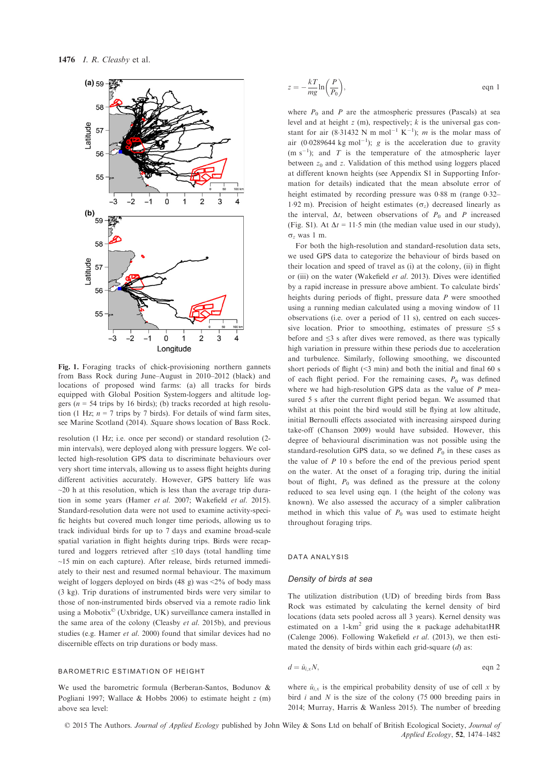Fig. 1. Foraging tracks of chick-provisioning northern gannets from Bass Rock during June–August in 2010–2012 (black) and locations of proposed wind farms: (a) all tracks for birds equipped with Global Position System-loggers and altitude loggers ($n$ = 54 trips by 16 birds); (b) tracks recorded at high resolution (1 Hz; $n$ = 7 trips by 7 birds). For details of wind farm sites, see Marine Scotland (2014). Square shows location of Bass Rock.

resolution (1 Hz; i.e. once per second) or standard resolution (2-min intervals), were deployed along with pressure loggers. We collected high-resolution GPS data to discriminate behaviours over very short time intervals, allowing us to assess flight heights during different activities accurately. However, GPS battery life was ~20 h at this resolution, which is less than the typical trip duration in some years (Hamer *et al.* 2007; Wakefield *et al.* 2015). Standard-resolution data were not used to examine activity-specific heights but covered much longer time periods, allowing us to track individual birds for up to 7 days and examine broad-scale spatial variation in flight heights during trips. Birds were recaptured and loggers retrieved after ≤10 days (total handling time ~15 min on each capture). After release, birds returned immediately to their nest and resumed normal behaviour. The maximum weight of loggers deployed on birds (48 g) was <2% of body mass (3 kg). Trip durations of instrumented birds were very similar to those of non-instrumented birds observed via a remote radio link using a Mobotix© (Uxbridge, UK) surveillance camera installed in the same area of the colony (Cleasby *et al.* 2015b), and previous studies (e.g. Hamer *et al.* 2000) found that similar devices had no discernible effects on trip durations or body mass.

## BAROMETRIC ESTIMATION OF HEIGHT

We used the barometric formula (Berberan-Santos, Bodunov & Pogliani 1997; Wallace & Hobbs 2006) to estimate height $z$ (m) above sea level:

$$z = -\frac{kT}{mg}\ln\left(\frac{P}{P_0}\right), \qquad \text{eqn 1}$$

where $P_0$ and $P$ are the atmospheric pressures (Pascals) at sea level and at height $z$ (m), respectively; $k$ is the universal gas constant for air (8·31432 N m mol$^{-1}$ K$^{-1}$); $m$ is the molar mass of air (0·0289644 kg mol$^{-1}$); $g$ is the acceleration due to gravity (m s$^{-1}$); and $T$ is the temperature of the atmospheric layer between $z_0$ and $z$. Validation of this method using loggers placed at different known heights (see Appendix S1 in Supporting Information for details) indicated that the mean absolute error of height estimated by recording pressure was 0·88 m (range 0·32–1·92 m). Precision of height estimates ($\sigma_z$) decreased linearly as the interval, $\Delta t$, between observations of $P_0$ and $P$ increased (Fig. S1). At $\Delta t$ = 11·5 min (the median value used in our study), $\sigma_z$ was 1 m.

For both the high-resolution and standard-resolution data sets, we used GPS data to categorize the behaviour of birds based on their location and speed of travel as (i) at the colony, (ii) in flight or (iii) on the water (Wakefield *et al.* 2013). Dives were identified by a rapid increase in pressure above ambient. To calculate birds' heights during periods of flight, pressure data $P$ were smoothed using a running median calculated using a moving window of 11 observations (i.e. over a period of 11 s), centred on each successive location. Prior to smoothing, estimates of pressure ≤5 s before and ≤3 s after dives were removed, as there was typically high variation in pressure within these periods due to acceleration and turbulence. Similarly, following smoothing, we discounted short periods of flight (<3 min) and both the initial and final 60 s of each flight period. For the remaining cases, $P_0$ was defined where we had high-resolution GPS data as the value of $P$ measured 5 s after the current flight period began. We assumed that whilst at this point the bird would still be flying at low altitude, initial Bernoulli effects associated with increasing airspeed during take-off (Chanson 2009) would have subsided. However, this degree of behavioural discrimination was not possible using the standard-resolution GPS data, so we defined $P_0$ in these cases as the value of $P$ 10 s before the end of the previous period spent on the water. At the onset of a foraging trip, during the initial bout of flight, $P_0$ was defined as the pressure at the colony reduced to sea level using eqn. 1 (the height of the colony was known). We also assessed the accuracy of a simpler calibration method in which this value of $P_0$ was used to estimate height throughout foraging trips.

## DATA ANALYSIS

### *Density of birds at sea*

The utilization distribution (UD) of breeding birds from Bass Rock was estimated by calculating the kernel density of bird locations (data sets pooled across all 3 years). Kernel density was estimated on a 1-km$^2$ grid using the R package adehabitatHR (Calenge 2006). Following Wakefield *et al.* (2013), we then estimated the density of birds within each grid-square ($d$) as:

$$d = \hat{u}_{i,x}N, \qquad \text{eqn 2}$$

where $\hat{u}_{i,x}$ is the empirical probability density of use of cell $x$ by bird $i$ and $N$ is the size of the colony (75 000 breeding pairs in 2014; Murray, Harris & Wanless 2015). The number of breeding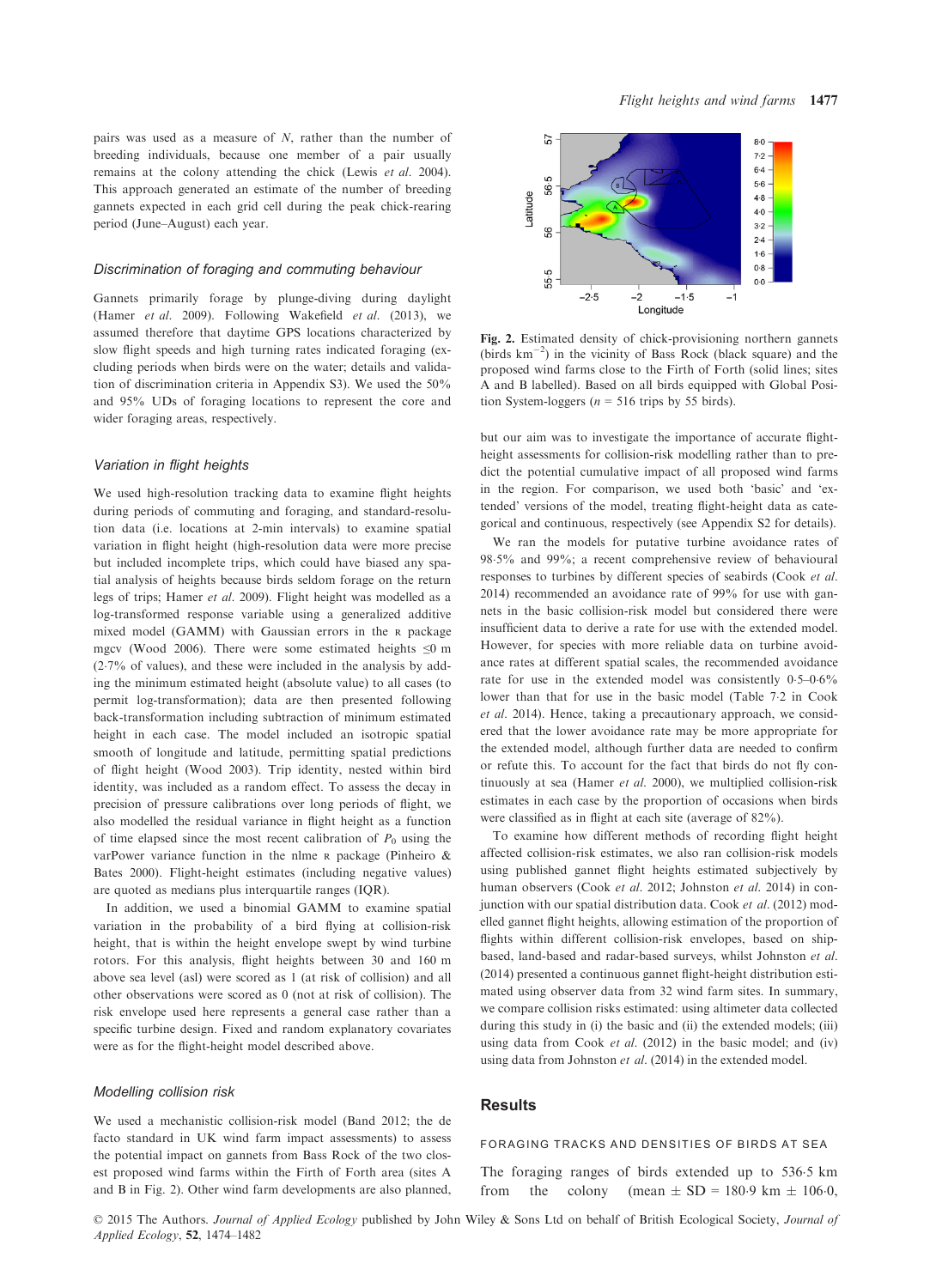pairs was used as a measure of $N$, rather than the number of breeding individuals, because one member of a pair usually remains at the colony attending the chick (Lewis *et al.* 2004). This approach generated an estimate of the number of breeding gannets expected in each grid cell during the peak chick-rearing period (June–August) each year.

### Discrimination of foraging and commuting behaviour

Gannets primarily forage by plunge-diving during daylight (Hamer *et al.* 2009). Following Wakefield *et al.* (2013), we assumed therefore that daytime GPS locations characterized by slow flight speeds and high turning rates indicated foraging (excluding periods when birds were on the water; details and validation of discrimination criteria in Appendix S3). We used the 50% and 95% UDs of foraging locations to represent the core and wider foraging areas, respectively.

### Variation in flight heights

We used high-resolution tracking data to examine flight heights during periods of commuting and foraging, and standard-resolution data (i.e. locations at 2-min intervals) to examine spatial variation in flight height (high-resolution data were more precise but included incomplete trips, which could have biased any spatial analysis of heights because birds seldom forage on the return legs of trips; Hamer *et al.* 2009). Flight height was modelled as a log-transformed response variable using a generalized additive mixed model (GAMM) with Gaussian errors in the R package mgcv (Wood 2006). There were some estimated heights ≤0 m (2·7% of values), and these were included in the analysis by adding the minimum estimated height (absolute value) to all cases (to permit log-transformation); data are then presented following back-transformation including subtraction of minimum estimated height in each case. The model included an isotropic spatial smooth of longitude and latitude, permitting spatial predictions of flight height (Wood 2003). Trip identity, nested within bird identity, was included as a random effect. To assess the decay in precision of pressure calibrations over long periods of flight, we also modelled the residual variance in flight height as a function of time elapsed since the most recent calibration of $P_0$ using the varPower variance function in the nlme R package (Pinheiro & Bates 2000). Flight-height estimates (including negative values) are quoted as medians plus interquartile ranges (IQR).

In addition, we used a binomial GAMM to examine spatial variation in the probability of a bird flying at collision-risk height, that is within the height envelope swept by wind turbine rotors. For this analysis, flight heights between 30 and 160 m above sea level (asl) were scored as 1 (at risk of collision) and all other observations were scored as 0 (not at risk of collision). The risk envelope used here represents a general case rather than a specific turbine design. Fixed and random explanatory covariates were as for the flight-height model described above.

### Modelling collision risk

We used a mechanistic collision-risk model (Band 2012; the de facto standard in UK wind farm impact assessments) to assess the potential impact on gannets from Bass Rock of the two closest proposed wind farms within the Firth of Forth area (sites A and B in Fig. 2). Other wind farm developments are also planned, but our aim was to investigate the importance of accurate flight-height assessments for collision-risk modelling rather than to predict the potential cumulative impact of all proposed wind farms in the region. For comparison, we used both 'basic' and 'extended' versions of the model, treating flight-height data as categorical and continuous, respectively (see Appendix S2 for details).

**Fig. 2.** Estimated density of chick-provisioning northern gannets (birds km$^{-2}$) in the vicinity of Bass Rock (black square) and the proposed wind farms close to the Firth of Forth (solid lines; sites A and B labelled). Based on all birds equipped with Global Position System-loggers ($n$ = 516 trips by 55 birds).

We ran the models for putative turbine avoidance rates of 98·5% and 99%; a recent comprehensive review of behavioural responses to turbines by different species of seabirds (Cook *et al.* 2014) recommended an avoidance rate of 99% for use with gannets in the basic collision-risk model but considered there were insufficient data to derive a rate for use with the extended model. However, for species with more reliable data on turbine avoidance rates at different spatial scales, the recommended avoidance rate for use in the extended model was consistently 0·5–0·6% lower than that for use in the basic model (Table 7.2 in Cook *et al.* 2014). Hence, taking a precautionary approach, we considered that the lower avoidance rate may be more appropriate for the extended model, although further data are needed to confirm or refute this. To account for the fact that birds do not fly continuously at sea (Hamer *et al.* 2000), we multiplied collision-risk estimates in each case by the proportion of occasions when birds were classified as in flight at each site (average of 82%).

To examine how different methods of recording flight height affected collision-risk estimates, we also ran collision-risk models using published gannet flight heights estimated subjectively by human observers (Cook *et al.* 2012; Johnston *et al.* 2014) in conjunction with our spatial distribution data. Cook *et al.* (2012) modelled gannet flight heights, allowing estimation of the proportion of flights within different collision-risk envelopes, based on ship-based, land-based and radar-based surveys, whilst Johnston *et al.* (2014) presented a continuous gannet flight-height distribution estimated using observer data from 32 wind farm sites. In summary, we compare collision risks estimated: using altimeter data collected during this study in (i) the basic and (ii) the extended models; (iii) using data from Cook *et al.* (2012) in the basic model; and (iv) using data from Johnston *et al.* (2014) in the extended model.

## Results

### FORAGING TRACKS AND DENSITIES OF BIRDS AT SEA

The foraging ranges of birds extended up to 536·5 km from the colony (mean ± SD = 180·9 km ± 106·0,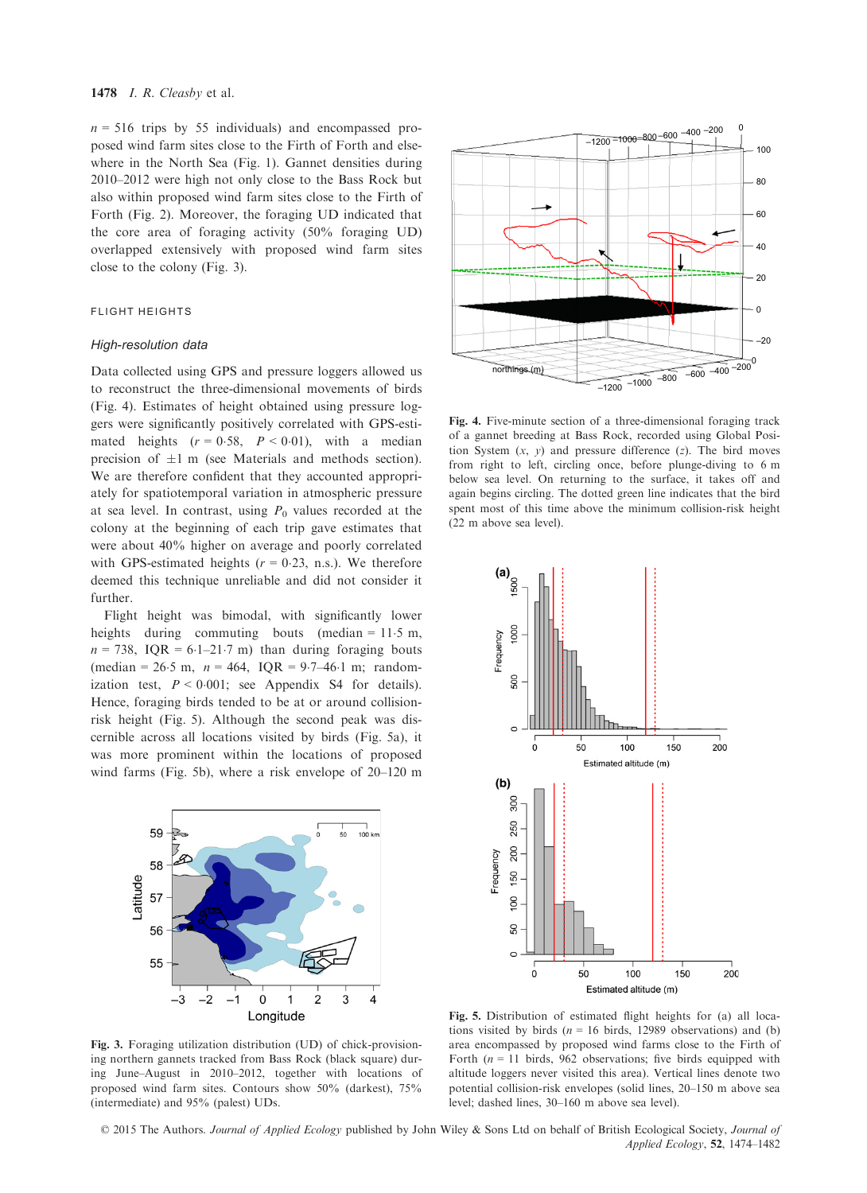*n* = 516 trips by 55 individuals) and encompassed proposed wind farm sites close to the Firth of Forth and elsewhere in the North Sea (Fig. 1). Gannet densities during 2010–2012 were high not only close to the Bass Rock but also within proposed wind farm sites close to the Firth of Forth (Fig. 2). Moreover, the foraging UD indicated that the core area of foraging activity (50% foraging UD) overlapped extensively with proposed wind farm sites close to the colony (Fig. 3).

### FLIGHT HEIGHTS

#### *High-resolution data*

Data collected using GPS and pressure loggers allowed us to reconstruct the three-dimensional movements of birds (Fig. 4). Estimates of height obtained using pressure loggers were significantly positively correlated with GPS-estimated heights ($r = 0{\cdot}58$, $P < 0{\cdot}01$), with a median precision of ±1 m (see Materials and methods section). We are therefore confident that they accounted appropriately for spatiotemporal variation in atmospheric pressure at sea level. In contrast, using $P_0$ values recorded at the colony at the beginning of each trip gave estimates that were about 40% higher on average and poorly correlated with GPS-estimated heights ($r = 0{\cdot}23$, n.s.). We therefore deemed this technique unreliable and did not consider it further.

Flight height was bimodal, with significantly lower heights during commuting bouts (median = 11·5 m, $n = 738$, IQR = 6·1–21·7 m) than during foraging bouts (median = 26·5 m, $n = 464$, IQR = 9·7–46·1 m; randomization test, $P < 0{\cdot}001$; see Appendix S4 for details). Hence, foraging birds tended to be at or around collision-risk height (Fig. 5). Although the second peak was discernible across all locations visited by birds (Fig. 5a), it was more prominent within the locations of proposed wind farms (Fig. 5b), where a risk envelope of 20–120 m

**Fig. 3.** Foraging utilization distribution (UD) of chick-provisioning northern gannets tracked from Bass Rock (black square) during June–August in 2010–2012, together with locations of proposed wind farm sites. Contours show 50% (darkest), 75% (intermediate) and 95% (palest) UDs.

**Fig. 4.** Five-minute section of a three-dimensional foraging track of a gannet breeding at Bass Rock, recorded using Global Positioning System ($x$, $y$) and pressure difference ($z$). The bird moves from right to left, circling once, before plunge-diving to 6 m below sea level. On returning to the surface, it takes off and again begins circling. The dotted green line indicates that the bird spent most of this time above the minimum collision-risk height (22 m above sea level).

**Fig. 5.** Distribution of estimated flight heights for (a) all locations visited by birds ($n = 16$ birds, 12989 observations) and (b) area encompassed by proposed wind farms close to the Firth of Forth ($n = 11$ birds, 962 observations; five birds equipped with altitude loggers never visited this area). Vertical lines denote two potential collision-risk envelopes (solid lines, 20–150 m above sea level; dashed lines, 30–160 m above sea level).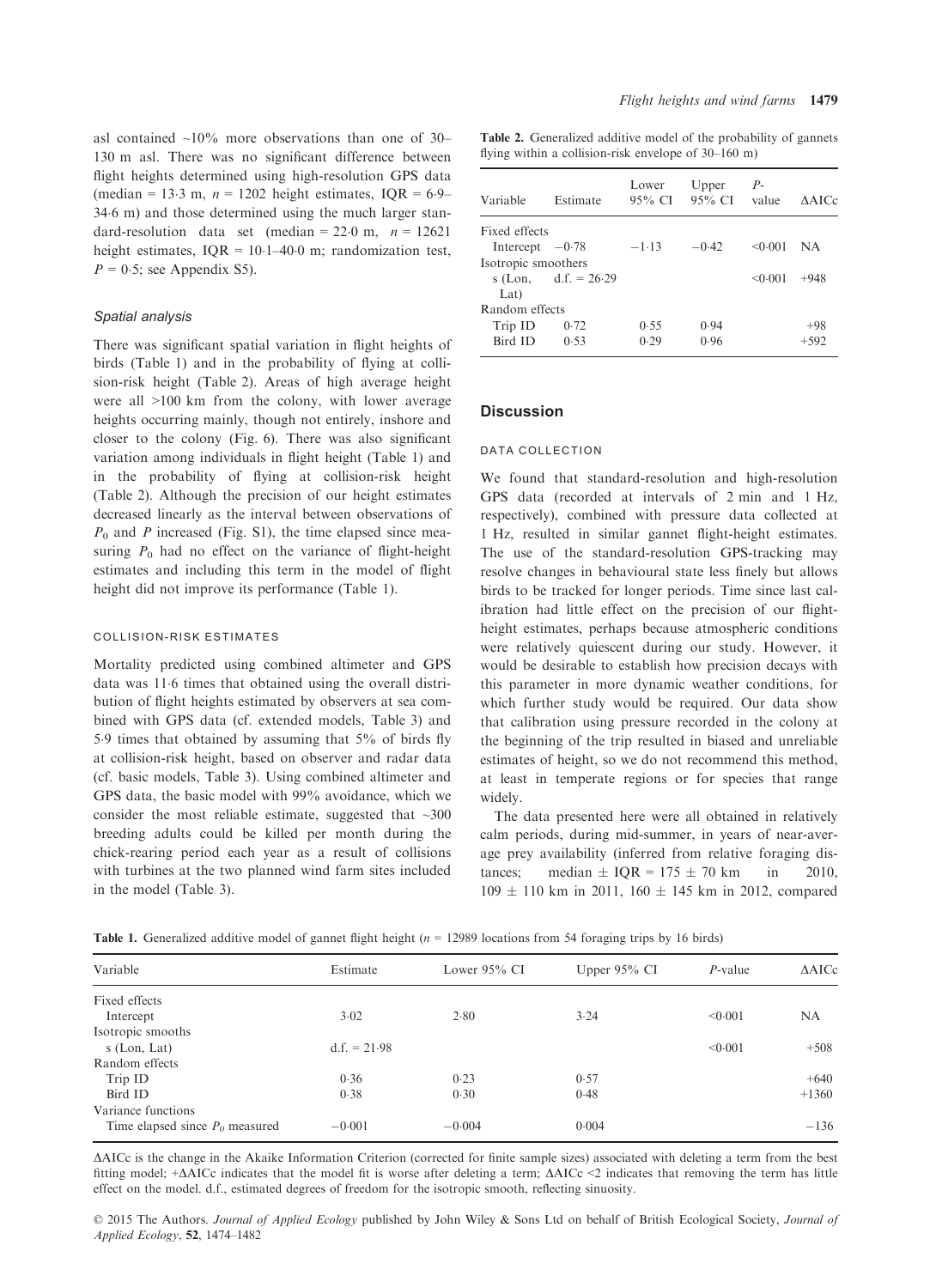asl contained ~10% more observations than one of 30–130 m asl. There was no significant difference between flight heights determined using high-resolution GPS data (median = 13·3 m, $n = 1202$ height estimates, IQR = 6·9–34·6 m) and those determined using the much larger standard-resolution data set (median = 22·0 m, $n = 12621$ height estimates, IQR = 10·1–40·0 m; randomization test, $P = 0·5$; see Appendix S5).

#### Spatial analysis

There was significant spatial variation in flight heights of birds (Table 1) and in the probability of flying at collision-risk height (Table 2). Areas of high average height were all >100 km from the colony, with lower average heights occurring mainly, though not entirely, inshore and closer to the colony (Fig. 6). There was also significant variation among individuals in flight height (Table 1) and in the probability of flying at collision-risk height (Table 2). Although the precision of our height estimates decreased linearly as the interval between observations of $P_0$ and $P$ increased (Fig. S1), the time elapsed since measuring $P_0$ had no effect on the variance of flight-height estimates and including this term in the model of flight height did not improve its performance (Table 1).

### COLLISION-RISK ESTIMATES

Mortality predicted using combined altimeter and GPS data was 11·6 times that obtained using the overall distribution of flight heights estimated by observers at sea combined with GPS data (cf. extended models, Table 3) and 5·9 times that obtained by assuming that 5% of birds fly at collision-risk height, based on observer and radar data (cf. basic models, Table 3). Using combined altimeter and GPS data, the basic model with 99% avoidance, which we consider the most reliable estimate, suggested that ~300 breeding adults could be killed per month during the chick-rearing period each year as a result of collisions with turbines at the two planned wind farm sites included in the model (Table 3).

**Table 2.** Generalized additive model of the probability of gannets flying within a collision-risk envelope of 30–160 m)

| Variable | Estimate | Lower 95% CI | Upper 95% CI | $P$-value | ΔAICc |
|---|---|---|---|---|---|
| Fixed effects | | | | | |
| Intercept | −0·78 | −1·13 | −0·42 | <0·001 | NA |
| Isotropic smoothers | | | | | |
| s (Lon, Lat) | d.f. = 26·29 | | | <0·001 | +948 |
| Random effects | | | | | |
| Trip ID | 0·72 | 0·55 | 0·94 | | +98 |
| Bird ID | 0·53 | 0·29 | 0·96 | | +592 |

## Discussion

### DATA COLLECTION

We found that standard-resolution and high-resolution GPS data (recorded at intervals of 2 min and 1 Hz, respectively), combined with pressure data collected at 1 Hz, resulted in similar gannet flight-height estimates. The use of the standard-resolution GPS-tracking may resolve changes in behavioural state less finely but allows birds to be tracked for longer periods. Time since last calibration had little effect on the precision of our flight-height estimates, perhaps because atmospheric conditions were relatively quiescent during our study. However, it would be desirable to establish how precision decays with this parameter in more dynamic weather conditions, for which further study would be required. Our data show that calibration using pressure recorded in the colony at the beginning of the trip resulted in biased and unreliable estimates of height, so we do not recommend this method, at least in temperate regions or for species that range widely.

The data presented here were all obtained in relatively calm periods, during mid-summer, in years of near-average prey availability (inferred from relative foraging distances; median ± IQR = 175 ± 70 km in 2010, 109 ± 110 km in 2011, 160 ± 145 km in 2012, compared

**Table 1.** Generalized additive model of gannet flight height ($n = 12989$ locations from 54 foraging trips by 16 birds)

| Variable | Estimate | Lower 95% CI | Upper 95% CI | $P$-value | ΔAICc |
|---|---|---|---|---|---|
| Fixed effects | | | | | |
| Intercept | 3·02 | 2·80 | 3·24 | <0·001 | NA |
| Isotropic smooths | | | | | |
| s (Lon, Lat) | d.f. = 21·98 | | | <0·001 | +508 |
| Random effects | | | | | |
| Trip ID | 0·36 | 0·23 | 0·57 | | +640 |
| Bird ID | 0·38 | 0·30 | 0·48 | | +1360 |
| Variance functions | | | | | |
| Time elapsed since $P_0$ measured | −0·001 | −0·004 | 0·004 | | −136 |

ΔAICc is the change in the Akaike Information Criterion (corrected for finite sample sizes) associated with deleting a term from the best fitting model; +ΔAICc indicates that the model fit is worse after deleting a term; ΔAICc <2 indicates that removing the term has little effect on the model. d.f., estimated degrees of freedom for the isotropic smooth, reflecting sinuosity.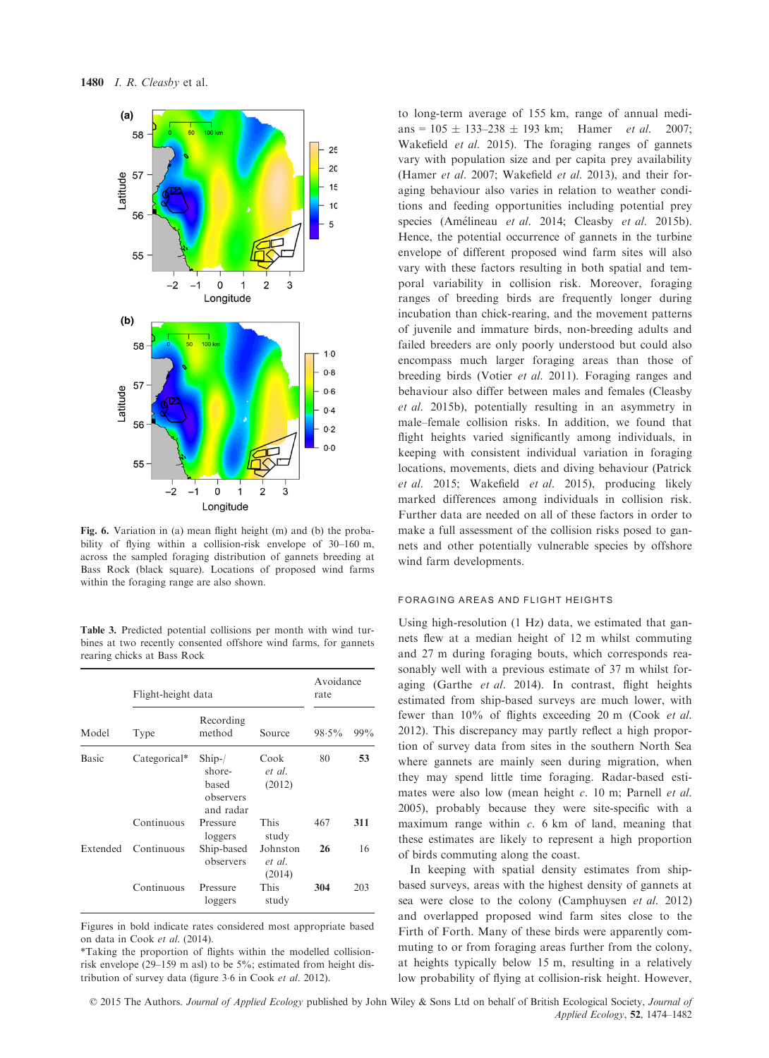Fig. 6. Variation in (a) mean flight height (m) and (b) the probability of flying within a collision-risk envelope of 30–160 m, across the sampled foraging distribution of gannets breeding at Bass Rock (black square). Locations of proposed wind farms within the foraging range are also shown.

**Table 3.** Predicted potential collisions per month with wind turbines at two recently consented offshore wind farms, for gannets rearing chicks at Bass Rock

| Model | Flight-height data | | | Avoidance rate | |
|---|---|---|---|---|---|
| | Type | Recording method | Source | 98·5% | 99% |
| Basic | Categorical* | Ship-/shore-based observers and radar | Cook *et al.* (2012) | 80 | **53** |
| | Continuous | Pressure loggers | This study | 467 | **311** |
| Extended | Continuous | Ship-based observers | Johnston *et al.* (2014) | **26** | 16 |
| | Continuous | Pressure loggers | This study | **304** | 203 |

Figures in bold indicate rates considered most appropriate based on data in Cook *et al.* (2014).
*Taking the proportion of flights within the modelled collision-risk envelope (29–159 m asl) to be 5%; estimated from height distribution of survey data (figure 3·6 in Cook *et al.* 2012).

to long-term average of 155 km, range of annual medians = 105 ± 133–238 ± 193 km; Hamer *et al.* 2007; Wakefield *et al.* 2015). The foraging ranges of gannets vary with population size and per capita prey availability (Hamer *et al.* 2007; Wakefield *et al.* 2013), and their foraging behaviour also varies in relation to weather conditions and feeding opportunities including potential prey species (Amélineau *et al.* 2014; Cleasby *et al.* 2015b). Hence, the potential occurrence of gannets in the turbine envelope of different proposed wind farm sites will also vary with these factors resulting in both spatial and temporal variability in collision risk. Moreover, foraging ranges of breeding birds are frequently longer during incubation than chick-rearing, and the movement patterns of juvenile and immature birds, non-breeding adults and failed breeders are only poorly understood but could also encompass much larger foraging areas than those of breeding birds (Votier *et al.* 2011). Foraging ranges and behaviour also differ between males and females (Cleasby *et al.* 2015b), potentially resulting in an asymmetry in male–female collision risks. In addition, we found that flight heights varied significantly among individuals, in keeping with consistent individual variation in foraging locations, movements, diets and diving behaviour (Patrick *et al.* 2015; Wakefield *et al.* 2015), producing likely marked differences among individuals in collision risk. Further data are needed on all of these factors in order to make a full assessment of the collision risks posed to gannets and other potentially vulnerable species by offshore wind farm developments.

## FORAGING AREAS AND FLIGHT HEIGHTS

Using high-resolution (1 Hz) data, we estimated that gannets flew at a median height of 12 m whilst commuting and 27 m during foraging bouts, which corresponds reasonably well with a previous estimate of 37 m whilst foraging (Garthe *et al.* 2014). In contrast, flight heights estimated from ship-based surveys are much lower, with fewer than 10% of flights exceeding 20 m (Cook *et al.* 2012). This discrepancy may partly reflect a high proportion of survey data from sites in the southern North Sea where gannets are mainly seen during migration, when they may spend little time foraging. Radar-based estimates were also low (mean height *c.* 10 m; Parnell *et al.* 2005), probably because they were site-specific with a maximum range within *c.* 6 km of land, meaning that these estimates are likely to represent a high proportion of birds commuting along the coast.

In keeping with spatial density estimates from ship-based surveys, areas with the highest density of gannets at sea were close to the colony (Camphuysen *et al.* 2012) and overlapped proposed wind farm sites close to the Firth of Forth. Many of these birds were apparently commuting to or from foraging areas further from the colony, at heights typically below 15 m, resulting in a relatively low probability of flying at collision-risk height. However,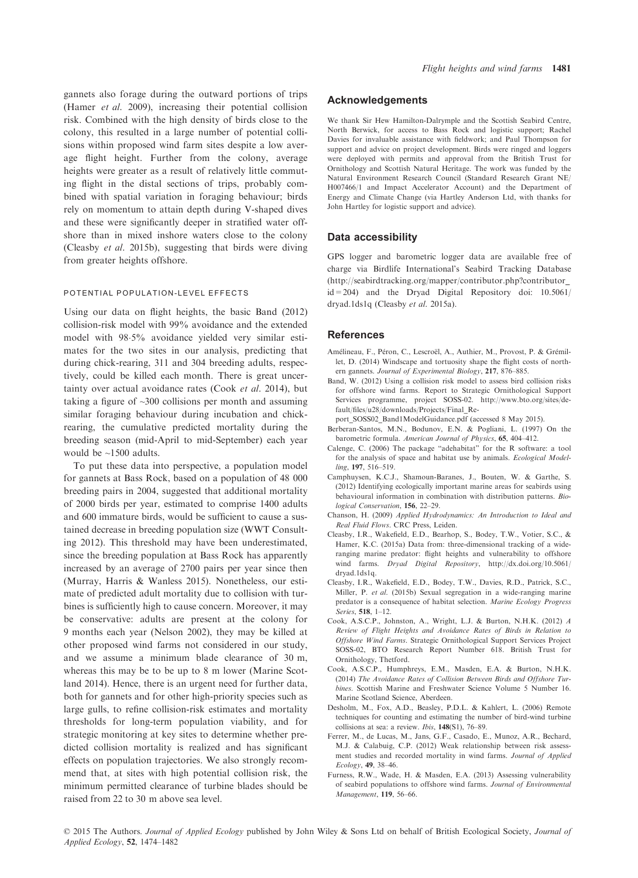gannets also forage during the outward portions of trips (Hamer *et al.* 2009), increasing their potential collision risk. Combined with the high density of birds close to the colony, this resulted in a large number of potential collisions within proposed wind farm sites despite a low average flight height. Further from the colony, average heights were greater as a result of relatively little commuting flight in the distal sections of trips, probably combined with spatial variation in foraging behaviour; birds rely on momentum to attain depth during V-shaped dives and these were significantly deeper in stratified water offshore than in mixed inshore waters close to the colony (Cleasby *et al.* 2015b), suggesting that birds were diving from greater heights offshore.

#### POTENTIAL POPULATION-LEVEL EFFECTS

Using our data on flight heights, the basic Band (2012) collision-risk model with 99% avoidance and the extended model with 98·5% avoidance yielded very similar estimates for the two sites in our analysis, predicting that during chick-rearing, 311 and 304 breeding adults, respectively, could be killed each month. There is great uncertainty over actual avoidance rates (Cook *et al.* 2014), but taking a figure of ~300 collisions per month and assuming similar foraging behaviour during incubation and chick-rearing, the cumulative predicted mortality during the breeding season (mid-April to mid-September) each year would be ~1500 adults.

To put these data into perspective, a population model for gannets at Bass Rock, based on a population of 48 000 breeding pairs in 2004, suggested that additional mortality of 2000 birds per year, estimated to comprise 1400 adults and 600 immature birds, would be sufficient to cause a sustained decrease in breeding population size (WWT Consulting 2012). This threshold may have been underestimated, since the breeding population at Bass Rock has apparently increased by an average of 2700 pairs per year since then (Murray, Harris & Wanless 2015). Nonetheless, our estimate of predicted adult mortality due to collision with turbines is sufficiently high to cause concern. Moreover, it may be conservative: adults are present at the colony for 9 months each year (Nelson 2002), they may be killed at other proposed wind farms not considered in our study, and we assume a minimum blade clearance of 30 m, whereas this may be to be up to 8 m lower (Marine Scotland 2014). Hence, there is an urgent need for further data, both for gannets and for other high-priority species such as large gulls, to refine collision-risk estimates and mortality thresholds for long-term population viability, and for strategic monitoring at key sites to determine whether predicted collision mortality is realized and has significant effects on population trajectories. We also strongly recommend that, at sites with high potential collision risk, the minimum permitted clearance of turbine blades should be raised from 22 to 30 m above sea level.

## Acknowledgements

We thank Sir Hew Hamilton-Dalrymple and the Scottish Seabird Centre, North Berwick, for access to Bass Rock and logistic support; Rachel Davies for invaluable assistance with fieldwork; and Paul Thompson for support and advice on project development. Birds were ringed and loggers were deployed with permits and approval from the British Trust for Ornithology and Scottish Natural Heritage. The work was funded by the Natural Environment Research Council (Standard Research Grant NE/H007466/1 and Impact Accelerator Account) and the Department of Energy and Climate Change (via Hartley Anderson Ltd, with thanks for John Hartley for logistic support and advice).

## Data accessibility

GPS logger and barometric logger data are available free of charge via Birdlife International's Seabird Tracking Database (http://seabirdtracking.org/mapper/contributor.php?contributor_id=204) and the Dryad Digital Repository doi: 10.5061/dryad.1ds1q (Cleasby *et al.* 2015a).

## References

Amélineau, F., Péron, C., Lescroël, A., Authier, M., Provost, P. & Grémillet, D. (2014) Windscape and tortuosity shape the flight costs of northern gannets. *Journal of Experimental Biology*, **217**, 876–885.

Band, W. (2012) Using a collision risk model to assess bird collision risks for offshore wind farms. Report to Strategic Ornithological Support Services programme, project SOSS-02. http://www.bto.org/sites/default/files/u28/downloads/Projects/Final_Report_SOSS02_Band1ModelGuidance.pdf (accessed 8 May 2015).

Berberan-Santos, M.N., Bodunov, E.N. & Pogliani, L. (1997) On the barometric formula. *American Journal of Physics*, **65**, 404–412.

Calenge, C. (2006) The package "adehabitat" for the R software: a tool for the analysis of space and habitat use by animals. *Ecological Modelling*, **197**, 516–519.

Camphuysen, K.C.J., Shamoun-Baranes, J., Bouten, W. & Garthe, S. (2012) Identifying ecologically important marine areas for seabirds using behavioural information in combination with distribution patterns. *Biological Conservation*, **156**, 22–29.

Chanson, H. (2009) *Applied Hydrodynamics: An Introduction to Ideal and Real Fluid Flows*. CRC Press, Leiden.

Cleasby, I.R., Wakefield, E.D., Bearhop, S., Bodey, T.W., Votier, S.C., & Hamer, K.C. (2015a) Data from: three-dimensional tracking of a wide-ranging marine predator: flight heights and vulnerability to offshore wind farms. *Dryad Digital Repository*, http://dx.doi.org/10.5061/dryad.1ds1q.

Cleasby, I.R., Wakefield, E.D., Bodey, T.W., Davies, R.D., Patrick, S.C., Miller, P. *et al.* (2015b) Sexual segregation in a wide-ranging marine predator is a consequence of habitat selection. *Marine Ecology Progress Series*, **518**, 1–12.

Cook, A.S.C.P., Johnston, A., Wright, L.J. & Burton, N.H.K. (2012) *A Review of Flight Heights and Avoidance Rates of Birds in Relation to Offshore Wind Farms*. Strategic Ornithological Support Services Project SOSS-02, BTO Research Report Number 618. British Trust for Ornithology, Thetford.

Cook, A.S.C.P., Humphreys, E.M., Masden, E.A. & Burton, N.H.K. (2014) *The Avoidance Rates of Collision Between Birds and Offshore Turbines*. Scottish Marine and Freshwater Science Volume 5 Number 16. Marine Scotland Science, Aberdeen.

Desholm, M., Fox, A.D., Beasley, P.D.L. & Kahlert, L. (2006) Remote techniques for counting and estimating the number of bird-wind turbine collisions at sea: a review. *Ibis*, **148**(S1), 76–89.

Ferrer, M., de Lucas, M., Jans, G.F., Casado, E., Munoz, A.R., Bechard, M.J. & Calabuig, C.P. (2012) Weak relationship between risk assessment studies and recorded mortality in wind farms. *Journal of Applied Ecology*, **49**, 38–46.

Furness, R.W., Wade, H. & Masden, E.A. (2013) Assessing vulnerability of seabird populations to offshore wind farms. *Journal of Environmental Management*, **119**, 56–66.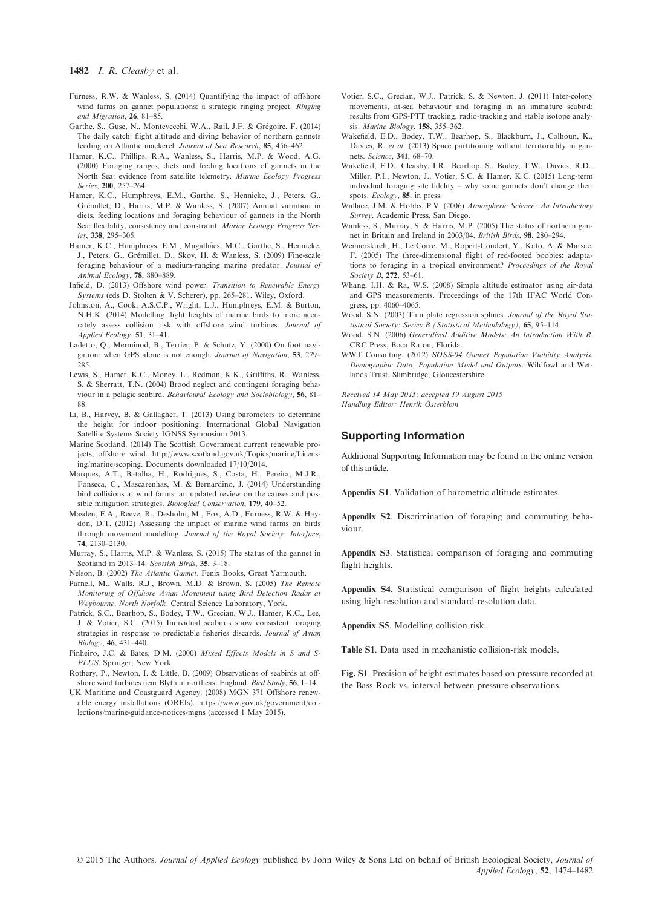Furness, R.W. & Wanless, S. (2014) Quantifying the impact of offshore wind farms on gannet populations: a strategic ringing project. *Ringing and Migration*, **26**, 81–85.

Garthe, S., Guse, N., Montevecchi, W.A., Rail, J.F. & Grégoire, F. (2014) The daily catch: flight altitude and diving behavior of northern gannets feeding on Atlantic mackerel. *Journal of Sea Research*, **85**, 456–462.

Hamer, K.C., Phillips, R.A., Wanless, S., Harris, M.P. & Wood, A.G. (2000) Foraging ranges, diets and feeding locations of gannets in the North Sea: evidence from satellite telemetry. *Marine Ecology Progress Series*, **200**, 257–264.

Hamer, K.C., Humphreys, E.M., Garthe, S., Hennicke, J., Peters, G., Grémillet, D., Harris, M.P. & Wanless, S. (2007) Annual variation in diets, feeding locations and foraging behaviour of gannets in the North Sea: flexibility, consistency and constraint. *Marine Ecology Progress Series*, **338**, 295–305.

Hamer, K.C., Humphreys, E.M., Magalhães, M.C., Garthe, S., Hennicke, J., Peters, G., Grémillet, D., Skov, H. & Wanless, S. (2009) Fine-scale foraging behaviour of a medium-ranging marine predator. *Journal of Animal Ecology*, **78**, 880–889.

Infield, D. (2013) Offshore wind power. *Transition to Renewable Energy Systems* (eds D. Stolten & V. Scherer), pp. 265–281. Wiley, Oxford.

Johnston, A., Cook, A.S.C.P., Wright, L.J., Humphreys, E.M. & Burton, N.H.K. (2014) Modelling flight heights of marine birds to more accurately assess collision risk with offshore wind turbines. *Journal of Applied Ecology*, **51**, 31–41.

Ladetto, Q., Merminod, B., Terrier, P. & Schutz, Y. (2000) On foot navigation: when GPS alone is not enough. *Journal of Navigation*, **53**, 279–285.

Lewis, S., Hamer, K.C., Money, L., Redman, K.K., Griffiths, R., Wanless, S. & Sherratt, T.N. (2004) Brood neglect and contingent foraging behaviour in a pelagic seabird. *Behavioural Ecology and Sociobiology*, **56**, 81–88.

Li, B., Harvey, B. & Gallagher, T. (2013) Using barometers to determine the height for indoor positioning. International Global Navigation Satellite Systems Society IGNSS Symposium 2013.

Marine Scotland. (2014) The Scottish Government current renewable projects; offshore wind. http://www.scotland.gov.uk/Topics/marine/Licensing/marine/scoping. Documents downloaded 17/10/2014.

Marques, A.T., Batalha, H., Rodrigues, S., Costa, H., Pereira, M.J.R., Fonseca, C., Mascarenhas, M. & Bernardino, J. (2014) Understanding bird collisions at wind farms: an updated review on the causes and possible mitigation strategies. *Biological Conservation*, **179**, 40–52.

Masden, E.A., Reeve, R., Desholm, M., Fox, A.D., Furness, R.W. & Haydon, D.T. (2012) Assessing the impact of marine wind farms on birds through movement modelling. *Journal of the Royal Society: Interface*, **74**, 2130–2130.

Murray, S., Harris, M.P. & Wanless, S. (2015) The status of the gannet in Scotland in 2013–14. *Scottish Birds*, **35**, 3–18.

Nelson, B. (2002) *The Atlantic Gannet*. Fenix Books, Great Yarmouth.

Parnell, M., Walls, R.J., Brown, M.D. & Brown, S. (2005) *The Remote Monitoring of Offshore Avian Movement using Bird Detection Radar at Weybourne, North Norfolk*. Central Science Laboratory, York.

Patrick, S.C., Bearhop, S., Bodey, T.W., Grecian, W.J., Hamer, K.C., Lee, J. & Votier, S.C. (2015) Individual seabirds show consistent foraging strategies in response to predictable fisheries discards. *Journal of Avian Biology*, **46**, 431–440.

Pinheiro, J.C. & Bates, D.M. (2000) *Mixed Effects Models in S and S-PLUS*. Springer, New York.

Rothery, P., Newton, I. & Little, B. (2009) Observations of seabirds at offshore wind turbines near Blyth in northeast England. *Bird Study*, **56**, 1–14.

UK Maritime and Coastguard Agency. (2008) MGN 371 Offshore renewable energy installations (OREIs). https://www.gov.uk/government/collections/marine-guidance-notices-mgns (accessed 1 May 2015).

Votier, S.C., Grecian, W.J., Patrick, S. & Newton, J. (2011) Inter-colony movements, at-sea behaviour and foraging in an immature seabird: results from GPS-PTT tracking, radio-tracking and stable isotope analysis. *Marine Biology*, **158**, 355–362.

Wakefield, E.D., Bodey, T.W., Bearhop, S., Blackburn, J., Colhoun, K., Davies, R. *et al.* (2013) Space partitioning without territoriality in gannets. *Science*, **341**, 68–70.

Wakefield, E.D., Cleasby, I.R., Bearhop, S., Bodey, T.W., Davies, R.D., Miller, P.I., Newton, J., Votier, S.C. & Hamer, K.C. (2015) Long-term individual foraging site fidelity – why some gannets don't change their spots. *Ecology*, **85**. in press.

Wallace, J.M. & Hobbs, P.V. (2006) *Atmospheric Science: An Introductory Survey*. Academic Press, San Diego.

Wanless, S., Murray, S. & Harris, M.P. (2005) The status of northern gannet in Britain and Ireland in 2003/04. *British Birds*, **98**, 280–294.

Weimerskirch, H., Le Corre, M., Ropert-Coudert, Y., Kato, A. & Marsac, F. (2005) The three-dimensional flight of red-footed boobies: adaptations to foraging in a tropical environment? *Proceedings of the Royal Society B*, **272**, 53–61.

Whang, I.H. & Ra, W.S. (2008) Simple altitude estimator using air-data and GPS measurements. Proceedings of the 17th IFAC World Congress, pp. 4060–4065.

Wood, S.N. (2003) Thin plate regression splines. *Journal of the Royal Statistical Society: Series B (Statistical Methodology)*, **65**, 95–114.

Wood, S.N. (2006) *Generalised Additive Models: An Introduction With R*. CRC Press, Boca Raton, Florida.

WWT Consulting. (2012) *SOSS-04 Gannet Population Viability Analysis. Demographic Data, Population Model and Outputs*. Wildfowl and Wetlands Trust, Slimbridge, Gloucestershire.

*Received 14 May 2015; accepted 19 August 2015*
*Handling Editor: Henrik Österblom*

## Supporting Information

Additional Supporting Information may be found in the online version of this article.

**Appendix S1**. Validation of barometric altitude estimates.

**Appendix S2**. Discrimination of foraging and commuting behaviour.

**Appendix S3**. Statistical comparison of foraging and commuting flight heights.

**Appendix S4**. Statistical comparison of flight heights calculated using high-resolution and standard-resolution data.

**Appendix S5**. Modelling collision risk.

**Table S1**. Data used in mechanistic collision-risk models.

**Fig. S1**. Precision of height estimates based on pressure recorded at the Bass Rock vs. interval between pressure observations.